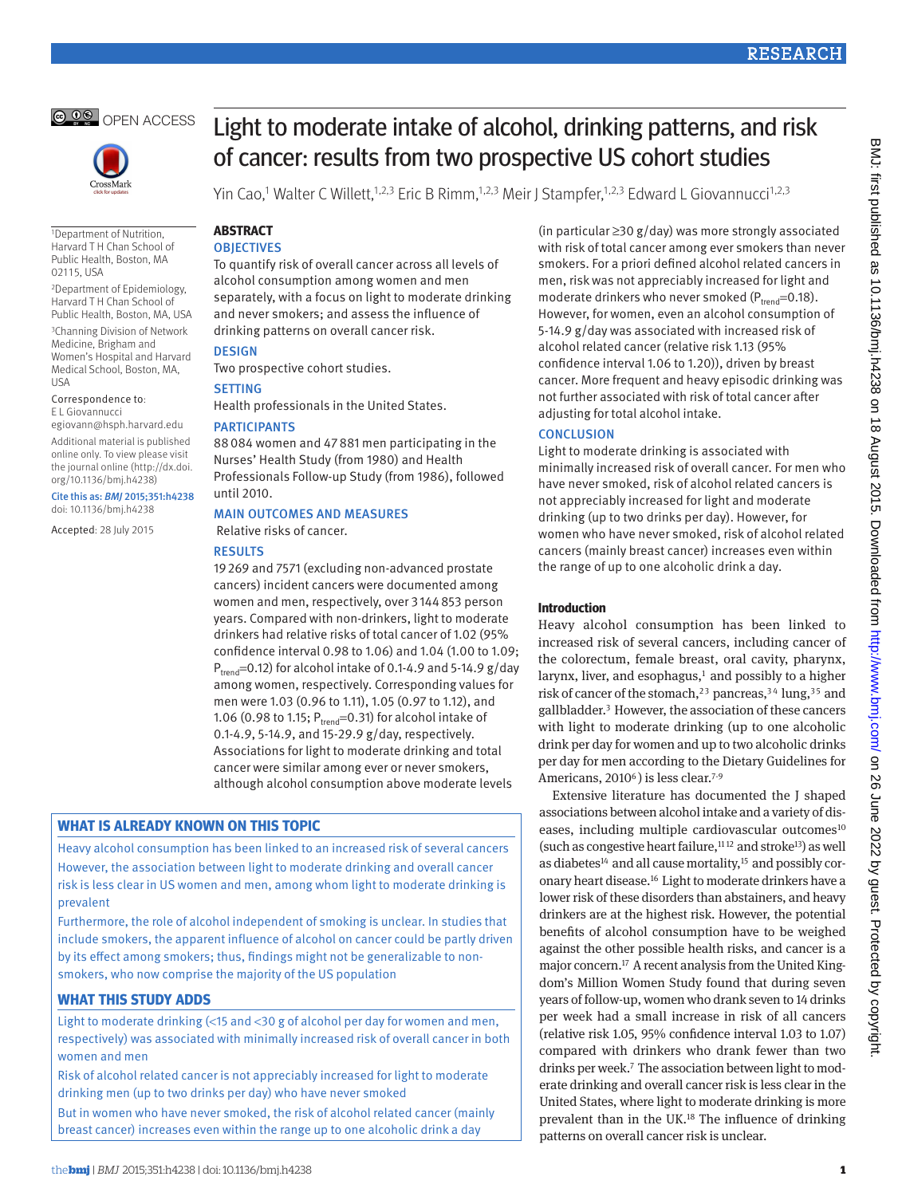# Light to moderate intake of alcohol, drinking patterns, and risk of cancer: results from two prospective US cohort studies

Yin Cao,[1] Walter C Willett,[1,2,3] Eric B Rimm,[1,2,3] Meir J Stampfer,[1,2,3] Edward L Giovannucci[1,2,3]

[1]Department of Nutrition, Harvard T H Chan School of Public Health, Boston, MA 02115, USA

[2]Department of Epidemiology, Harvard T H Chan School of Public Health, Boston, MA, USA

[3]Channing Division of Network Medicine, Brigham and Women's Hospital and Harvard Medical School, Boston, MA, USA

Correspondence to: E L Giovannucci egiovann@hsph.harvard.edu

Additional material is published online only. To view please visit the journal online (http://dx.doi.org/10.1136/bmj.h4238)

Cite this as: *BMJ* 2015;351:h4238 doi: 10.1136/bmj.h4238

Accepted: 28 July 2015

## ABSTRACT

### OBJECTIVES

To quantify risk of overall cancer across all levels of alcohol consumption among women and men separately, with a focus on light to moderate drinking and never smokers; and assess the influence of drinking patterns on overall cancer risk.

### DESIGN

Two prospective cohort studies.

### SETTING

Health professionals in the United States.

### PARTICIPANTS

88 084 women and 47 881 men participating in the Nurses' Health Study (from 1980) and Health Professionals Follow-up Study (from 1986), followed until 2010.

### MAIN OUTCOMES AND MEASURES

Relative risks of cancer.

### RESULTS

19 269 and 7571 (excluding non-advanced prostate cancers) incident cancers were documented among women and men, respectively, over 3 144 853 person years. Compared with non-drinkers, light to moderate drinkers had relative risks of total cancer of 1.02 (95% confidence interval 0.98 to 1.06) and 1.04 (1.00 to 1.09; $P_{trend}$=0.12) for alcohol intake of 0.1-4.9 and 5-14.9 g/day among women, respectively. Corresponding values for men were 1.03 (0.96 to 1.11), 1.05 (0.97 to 1.12), and 1.06 (0.98 to 1.15; $P_{trend}$=0.31) for alcohol intake of 0.1-4.9, 5-14.9, and 15-29.9 g/day, respectively. Associations for light to moderate drinking and total cancer were similar among ever or never smokers, although alcohol consumption above moderate levels (in particular ≥30 g/day) was more strongly associated with risk of total cancer among ever smokers than never smokers. For a priori defined alcohol related cancers in men, risk was not appreciably increased for light and moderate drinkers who never smoked ($P_{trend}$=0.18). However, for women, even an alcohol consumption of 5-14.9 g/day was associated with increased risk of alcohol related cancer (relative risk 1.13 (95% confidence interval 1.06 to 1.20)), driven by breast cancer. More frequent and heavy episodic drinking was not further associated with risk of total cancer after adjusting for total alcohol intake.

### CONCLUSION

Light to moderate drinking is associated with minimally increased risk of overall cancer. For men who have never smoked, risk of alcohol related cancers is not appreciably increased for light and moderate drinking (up to two drinks per day). However, for women who have never smoked, risk of alcohol related cancers (mainly breast cancer) increases even within the range of up to one alcoholic drink a day.

## Introduction

Heavy alcohol consumption has been linked to increased risk of several cancers, including cancer of the colorectum, female breast, oral cavity, pharynx, larynx, liver, and esophagus,[1] and possibly to a higher risk of cancer of the stomach,[2,3] pancreas,[3,4] lung,[3,5] and gallbladder.[3] However, the association of these cancers with light to moderate drinking (up to one alcoholic drink per day for women and up to two alcoholic drinks per day for men according to the Dietary Guidelines for Americans, 2010[6]) is less clear.[7-9]

Extensive literature has documented the J shaped associations between alcohol intake and a variety of diseases, including multiple cardiovascular outcomes[10] (such as congestive heart failure,[11,12] and stroke[13]) as well as diabetes[14] and all cause mortality,[15] and possibly coronary heart disease.[16] Light to moderate drinkers have a lower risk of these disorders than abstainers, and heavy drinkers are at the highest risk. However, the potential benefits of alcohol consumption have to be weighed against the other possible health risks, and cancer is a major concern.[17] A recent analysis from the United Kingdom's Million Women Study found that during seven years of follow-up, women who drank seven to 14 drinks per week had a small increase in risk of all cancers (relative risk 1.05, 95% confidence interval 1.03 to 1.07) compared with drinkers who drank fewer than two drinks per week.[7] The association between light to moderate drinking and overall cancer risk is less clear in the United States, where light to moderate drinking is more prevalent than in the UK.[18] The influence of drinking patterns on overall cancer risk is unclear.

### WHAT IS ALREADY KNOWN ON THIS TOPIC

Heavy alcohol consumption has been linked to an increased risk of several cancers

However, the association between light to moderate drinking and overall cancer risk is less clear in US women and men, among whom light to moderate drinking is prevalent

Furthermore, the role of alcohol independent of smoking is unclear. In studies that include smokers, the apparent influence of alcohol on cancer could be partly driven by its effect among smokers; thus, findings might not be generalizable to non-smokers, who now comprise the majority of the US population

### WHAT THIS STUDY ADDS

Light to moderate drinking (<15 and <30 g of alcohol per day for women and men, respectively) was associated with minimally increased risk of overall cancer in both women and men

Risk of alcohol related cancer is not appreciably increased for light to moderate drinking men (up to two drinks per day) who have never smoked

But in women who have never smoked, the risk of alcohol related cancer (mainly breast cancer) increases even within the range up to one alcoholic drink a day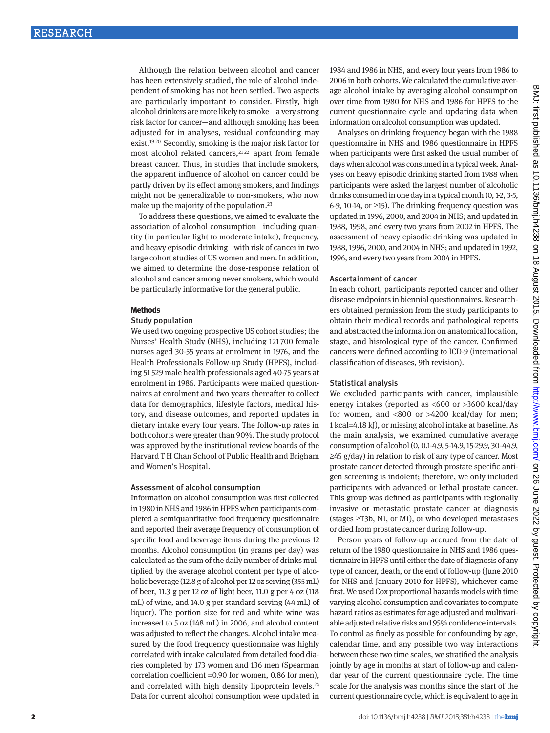Although the relation between alcohol and cancer has been extensively studied, the role of alcohol independent of smoking has not been settled. Two aspects are particularly important to consider. Firstly, high alcohol drinkers are more likely to smoke—a very strong risk factor for cancer—and although smoking has been adjusted for in analyses, residual confounding may exist.[19 20] Secondly, smoking is the major risk factor for most alcohol related cancers,[21 22] apart from female breast cancer. Thus, in studies that include smokers, the apparent influence of alcohol on cancer could be partly driven by its effect among smokers, and findings might not be generalizable to non-smokers, who now make up the majority of the population.[23]

To address these questions, we aimed to evaluate the association of alcohol consumption—including quantity (in particular light to moderate intake), frequency, and heavy episodic drinking—with risk of cancer in two large cohort studies of US women and men. In addition, we aimed to determine the dose-response relation of alcohol and cancer among never smokers, which would be particularly informative for the general public.

## Methods

### Study population

We used two ongoing prospective US cohort studies; the Nurses' Health Study (NHS), including 121 700 female nurses aged 30-55 years at enrolment in 1976, and the Health Professionals Follow-up Study (HPFS), including 51 529 male health professionals aged 40-75 years at enrolment in 1986. Participants were mailed questionnaires at enrolment and two years thereafter to collect data for demographics, lifestyle factors, medical history, and disease outcomes, and reported updates in dietary intake every four years. The follow-up rates in both cohorts were greater than 90%. The study protocol was approved by the institutional review boards of the Harvard T H Chan School of Public Health and Brigham and Women's Hospital.

### Assessment of alcohol consumption

Information on alcohol consumption was first collected in 1980 in NHS and 1986 in HPFS when participants completed a semiquantitative food frequency questionnaire and reported their average frequency of consumption of specific food and beverage items during the previous 12 months. Alcohol consumption (in grams per day) was calculated as the sum of the daily number of drinks multiplied by the average alcohol content per type of alcoholic beverage (12.8 g of alcohol per 12 oz serving (355 mL) of beer, 11.3 g per 12 oz of light beer, 11.0 g per 4 oz (118 mL) of wine, and 14.0 g per standard serving (44 mL) of liquor). The portion size for red and white wine was increased to 5 oz (148 mL) in 2006, and alcohol content was adjusted to reflect the changes. Alcohol intake measured by the food frequency questionnaire was highly correlated with intake calculated from detailed food diaries completed by 173 women and 136 men (Spearman correlation coefficient =0.90 for women, 0.86 for men), and correlated with high density lipoprotein levels.[24] Data for current alcohol consumption were updated in 1984 and 1986 in NHS, and every four years from 1986 to 2006 in both cohorts. We calculated the cumulative average alcohol intake by averaging alcohol consumption over time from 1980 for NHS and 1986 for HPFS to the current questionnaire cycle and updating data when information on alcohol consumption was updated.

Analyses on drinking frequency began with the 1988 questionnaire in NHS and 1986 questionnaire in HPFS when participants were first asked the usual number of days when alcohol was consumed in a typical week. Analyses on heavy episodic drinking started from 1988 when participants were asked the largest number of alcoholic drinks consumed in one day in a typical month (0, 1-2, 3-5, 6-9, 10-14, or ≥15). The drinking frequency question was updated in 1996, 2000, and 2004 in NHS; and updated in 1988, 1998, and every two years from 2002 in HPFS. The assessment of heavy episodic drinking was updated in 1988, 1996, 2000, and 2004 in NHS; and updated in 1992, 1996, and every two years from 2004 in HPFS.

### Ascertainment of cancer

In each cohort, participants reported cancer and other disease endpoints in biennial questionnaires. Researchers obtained permission from the study participants to obtain their medical records and pathological reports and abstracted the information on anatomical location, stage, and histological type of the cancer. Confirmed cancers were defined according to ICD-9 (international classification of diseases, 9th revision).

### Statistical analysis

We excluded participants with cancer, implausible energy intakes (reported as <600 or >3600 kcal/day for women, and <800 or >4200 kcal/day for men; 1 kcal=4.18 kJ), or missing alcohol intake at baseline. As the main analysis, we examined cumulative average consumption of alcohol (0, 0.1-4.9, 5-14.9, 15-29.9, 30-44.9, ≥45 g/day) in relation to risk of any type of cancer. Most prostate cancer detected through prostate specific antigen screening is indolent; therefore, we only included participants with advanced or lethal prostate cancer. This group was defined as participants with regionally invasive or metastatic prostate cancer at diagnosis (stages ≥T3b, N1, or M1), or who developed metastases or died from prostate cancer during follow-up.

Person years of follow-up accrued from the date of return of the 1980 questionnaire in NHS and 1986 questionnaire in HPFS until either the date of diagnosis of any type of cancer, death, or the end of follow-up (June 2010 for NHS and January 2010 for HPFS), whichever came first. We used Cox proportional hazards models with time varying alcohol consumption and covariates to compute hazard ratios as estimates for age adjusted and multivariable adjusted relative risks and 95% confidence intervals. To control as finely as possible for confounding by age, calendar time, and any possible two way interactions between these two time scales, we stratified the analysis jointly by age in months at start of follow-up and calendar year of the current questionnaire cycle. The time scale for the analysis was months since the start of the current questionnaire cycle, which is equivalent to age in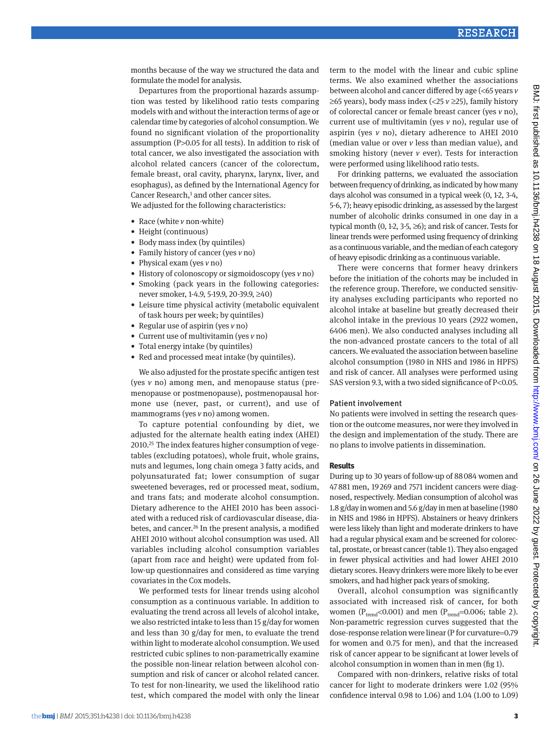months because of the way we structured the data and formulate the model for analysis.

Departures from the proportional hazards assumption was tested by likelihood ratio tests comparing models with and without the interaction terms of age or calendar time by categories of alcohol consumption. We found no significant violation of the proportionality assumption (P>0.05 for all tests). In addition to risk of total cancer, we also investigated the association with alcohol related cancers (cancer of the colorectum, female breast, oral cavity, pharynx, larynx, liver, and esophagus), as defined by the International Agency for Cancer Research,[1] and other cancer sites.

We adjusted for the following characteristics:

- Race (white *v* non-white)
- Height (continuous)
- Body mass index (by quintiles)
- Family history of cancer (yes *v* no)
- Physical exam (yes *v* no)
- History of colonoscopy or sigmoidoscopy (yes *v* no)
- Smoking (pack years in the following categories: never smoker, 1-4.9, 5-19.9, 20-39.9, ≥40)
- Leisure time physical activity (metabolic equivalent of task hours per week; by quintiles)
- Regular use of aspirin (yes *v* no)
- Current use of multivitamin (yes *v* no)
- Total energy intake (by quintiles)
- Red and processed meat intake (by quintiles).

We also adjusted for the prostate specific antigen test (yes *v* no) among men, and menopause status (premenopause or postmenopause), postmenopausal hormone use (never, past, or current), and use of mammograms (yes *v* no) among women.

To capture potential confounding by diet, we adjusted for the alternate health eating index (AHEI) 2010.[25] The index features higher consumption of vegetables (excluding potatoes), whole fruit, whole grains, nuts and legumes, long chain omega 3 fatty acids, and polyunsaturated fat; lower consumption of sugar sweetened beverages, red or processed meat, sodium, and trans fats; and moderate alcohol consumption. Dietary adherence to the AHEI 2010 has been associated with a reduced risk of cardiovascular disease, diabetes, and cancer.[26] In the present analysis, a modified AHEI 2010 without alcohol consumption was used. All variables including alcohol consumption variables (apart from race and height) were updated from follow-up questionnaires and considered as time varying covariates in the Cox models.

We performed tests for linear trends using alcohol consumption as a continuous variable. In addition to evaluating the trend across all levels of alcohol intake, we also restricted intake to less than 15 g/day for women and less than 30 g/day for men, to evaluate the trend within light to moderate alcohol consumption. We used restricted cubic splines to non-parametrically examine the possible non-linear relation between alcohol consumption and risk of cancer or alcohol related cancer. To test for non-linearity, we used the likelihood ratio test, which compared the model with only the linear term to the model with the linear and cubic spline terms. We also examined whether the associations between alcohol and cancer differed by age (<65 years *v* ≥65 years), body mass index (<25 *v* ≥25), family history of colorectal cancer or female breast cancer (yes *v* no), current use of multivitamin (yes *v* no), regular use of aspirin (yes *v* no), dietary adherence to AHEI 2010 (median value or over *v* less than median value), and smoking history (never *v* ever). Tests for interaction were performed using likelihood ratio tests.

For drinking patterns, we evaluated the association between frequency of drinking, as indicated by how many days alcohol was consumed in a typical week (0, 1-2, 3-4, 5-6, 7); heavy episodic drinking, as assessed by the largest number of alcoholic drinks consumed in one day in a typical month (0, 1-2, 3-5, ≥6); and risk of cancer. Tests for linear trends were performed using frequency of drinking as a continuous variable, and the median of each category of heavy episodic drinking as a continuous variable.

There were concerns that former heavy drinkers before the initiation of the cohorts may be included in the reference group. Therefore, we conducted sensitivity analyses excluding participants who reported no alcohol intake at baseline but greatly decreased their alcohol intake in the previous 10 years (2922 women, 6406 men). We also conducted analyses including all the non-advanced prostate cancers to the total of all cancers. We evaluated the association between baseline alcohol consumption (1980 in NHS and 1986 in HPFS) and risk of cancer. All analyses were performed using SAS version 9.3, with a two sided significance of P<0.05.

### Patient involvement

No patients were involved in setting the research question or the outcome measures, nor were they involved in the design and implementation of the study. There are no plans to involve patients in dissemination.

## Results

During up to 30 years of follow-up of 88 084 women and 47 881 men, 19 269 and 7571 incident cancers were diagnosed, respectively. Median consumption of alcohol was 1.8 g/day in women and 5.6 g/day in men at baseline (1980 in NHS and 1986 in HPFS). Abstainers or heavy drinkers were less likely than light and moderate drinkers to have had a regular physical exam and be screened for colorectal, prostate, or breast cancer (table 1). They also engaged in fewer physical activities and had lower AHEI 2010 dietary scores. Heavy drinkers were more likely to be ever smokers, and had higher pack years of smoking.

Overall, alcohol consumption was significantly associated with increased risk of cancer, for both women ($P_{trend}$<0.001) and men ($P_{trend}$=0.006; table 2). Non-parametric regression curves suggested that the dose-response relation were linear (P for curvature=0.79 for women and 0.75 for men), and that the increased risk of cancer appear to be significant at lower levels of alcohol consumption in women than in men (fig 1).

Compared with non-drinkers, relative risks of total cancer for light to moderate drinkers were 1.02 (95% confidence interval 0.98 to 1.06) and 1.04 (1.00 to 1.09)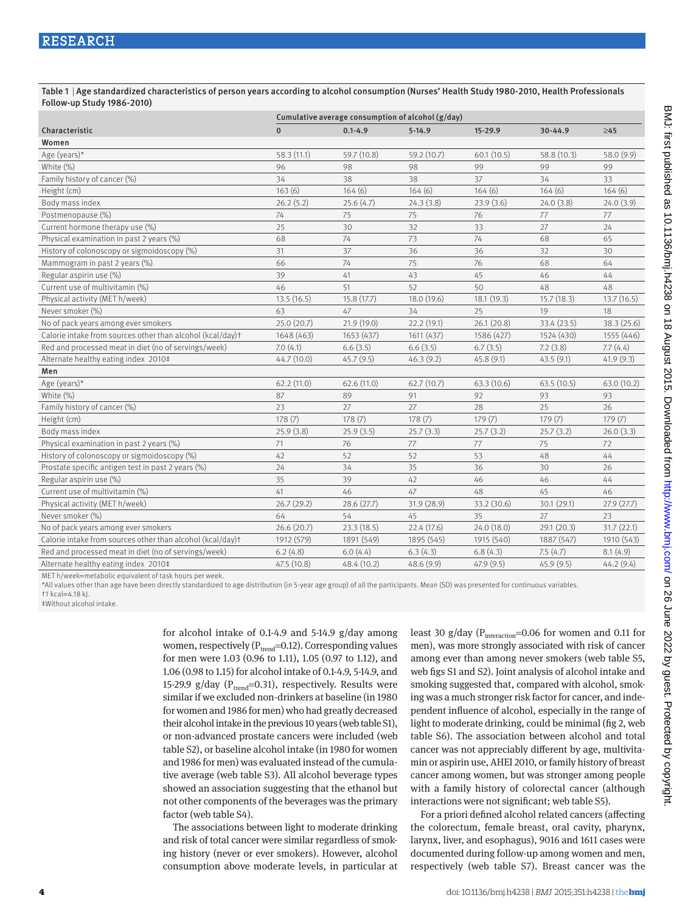Table 1 | Age standardized characteristics of person years according to alcohol consumption (Nurses' Health Study 1980-2010, Health Professionals Follow-up Study 1986-2010)

| Characteristic | Cumulative average consumption of alcohol (g/day) | | | | | |
|---|---|---|---|---|---|---|
| | 0 | 0.1-4.9 | 5-14.9 | 15-29.9 | 30-44.9 | ≥45 |
| **Women** | | | | | | |
| Age (years)* | 58.3 (11.1) | 59.7 (10.8) | 59.2 (10.7) | 60.1 (10.5) | 58.8 (10.3) | 58.0 (9.9) |
| White (%) | 96 | 98 | 98 | 99 | 99 | 99 |
| Family history of cancer (%) | 34 | 38 | 38 | 37 | 34 | 33 |
| Height (cm) | 163 (6) | 164 (6) | 164 (6) | 164 (6) | 164 (6) | 164 (6) |
| Body mass index | 26.2 (5.2) | 25.6 (4.7) | 24.3 (3.8) | 23.9 (3.6) | 24.0 (3.8) | 24.0 (3.9) |
| Postmenopause (%) | 74 | 75 | 75 | 76 | 77 | 77 |
| Current hormone therapy use (%) | 25 | 30 | 32 | 33 | 27 | 24 |
| Physical examination in past 2 years (%) | 68 | 74 | 73 | 74 | 68 | 65 |
| History of colonoscopy or sigmoidoscopy (%) | 31 | 37 | 36 | 36 | 32 | 30 |
| Mammogram in past 2 years (%) | 66 | 74 | 75 | 76 | 68 | 64 |
| Regular aspirin use (%) | 39 | 41 | 43 | 45 | 46 | 44 |
| Current use of multivitamin (%) | 46 | 51 | 52 | 50 | 48 | 48 |
| Physical activity (MET h/week) | 13.5 (16.5) | 15.8 (17.7) | 18.0 (19.6) | 18.1 (19.3) | 15.7 (18.3) | 13.7 (16.5) |
| Never smoker (%) | 63 | 47 | 34 | 25 | 19 | 18 |
| No of pack years among ever smokers | 25.0 (20.7) | 21.9 (19.0) | 22.2 (19.1) | 26.1 (20.8) | 33.4 (23.5) | 38.3 (25.6) |
| Calorie intake from sources other than alcohol (kcal/day)† | 1648 (463) | 1653 (437) | 1611 (437) | 1586 (427) | 1524 (430) | 1555 (446) |
| Red and processed meat in diet (no of servings/week) | 7.0 (4.1) | 6.6 (3.5) | 6.6 (3.5) | 6.7 (3.5) | 7.2 (3.8) | 7.7 (4.4) |
| Alternate healthy eating index 2010‡ | 44.7 (10.0) | 45.7 (9.5) | 46.3 (9.2) | 45.8 (9.1) | 43.5 (9.1) | 41.9 (9.3) |
| **Men** | | | | | | |
| Age (years)* | 62.2 (11.0) | 62.6 (11.0) | 62.7 (10.7) | 63.3 (10.6) | 63.5 (10.5) | 63.0 (10.2) |
| White (%) | 87 | 89 | 91 | 92 | 93 | 93 |
| Family history of cancer (%) | 23 | 27 | 27 | 28 | 25 | 26 |
| Height (cm) | 178 (7) | 178 (7) | 178 (7) | 179 (7) | 179 (7) | 179 (7) |
| Body mass index | 25.9 (3.8) | 25.9 (3.5) | 25.7 (3.3) | 25.7 (3.2) | 25.7 (3.2) | 26.0 (3.3) |
| Physical examination in past 2 years (%) | 71 | 76 | 77 | 77 | 75 | 72 |
| History of colonoscopy or sigmoidoscopy (%) | 42 | 52 | 52 | 53 | 48 | 44 |
| Prostate specific antigen test in past 2 years (%) | 24 | 34 | 35 | 36 | 30 | 26 |
| Regular aspirin use (%) | 35 | 39 | 42 | 46 | 46 | 44 |
| Current use of multivitamin (%) | 41 | 46 | 47 | 48 | 45 | 46 |
| Physical activity (MET h/week) | 26.7 (29.2) | 28.6 (27.7) | 31.9 (28.9) | 33.2 (30.6) | 30.1 (29.1) | 27.9 (27.7) |
| Never smoker (%) | 64 | 54 | 45 | 35 | 27 | 23 |
| No of pack years among ever smokers | 26.6 (20.7) | 23.3 (18.5) | 22.4 (17.6) | 24.0 (18.0) | 29.1 (20.3) | 31.7 (22.1) |
| Calorie intake from sources other than alcohol (kcal/day)† | 1912 (579) | 1891 (549) | 1895 (545) | 1915 (540) | 1887 (547) | 1910 (543) |
| Red and processed meat in diet (no of servings/week) | 6.2 (4.8) | 6.0 (4.4) | 6.3 (4.3) | 6.8 (4.3) | 7.5 (4.7) | 8.1 (4.9) |
| Alternate healthy eating index 2010‡ | 47.5 (10.8) | 48.4 (10.2) | 48.6 (9.9) | 47.9 (9.5) | 45.9 (9.5) | 44.2 (9.4) |

MET h/week=metabolic equivalent of task hours per week.
*All values other than age have been directly standardized to age distribution (in 5-year age group) of all the participants. Mean (SD) was presented for continuous variables.
†1 kcal=4.18 kJ.
‡Without alcohol intake.

for alcohol intake of 0.1-4.9 and 5-14.9 g/day among women, respectively ($P_{trend}$=0.12). Corresponding values for men were 1.03 (0.96 to 1.11), 1.05 (0.97 to 1.12), and 1.06 (0.98 to 1.15) for alcohol intake of 0.1-4.9, 5-14.9, and 15-29.9 g/day ($P_{trend}$=0.31), respectively. Results were similar if we excluded non-drinkers at baseline (in 1980 for women and 1986 for men) who had greatly decreased their alcohol intake in the previous 10 years (web table S1), or non-advanced prostate cancers were included (web table S2), or baseline alcohol intake (in 1980 for women and 1986 for men) was evaluated instead of the cumulative average (web table S3). All alcohol beverage types showed an association suggesting that the ethanol but not other components of the beverages was the primary factor (web table S4).

The associations between light to moderate drinking and risk of total cancer were similar regardless of smoking history (never or ever smokers). However, alcohol consumption above moderate levels, in particular at least 30 g/day ($P_{interaction}$=0.06 for women and 0.11 for men), was more strongly associated with risk of cancer among ever than among never smokers (web table S5, web figs S1 and S2). Joint analysis of alcohol intake and smoking suggested that, compared with alcohol, smoking was a much stronger risk factor for cancer, and independent influence of alcohol, especially in the range of light to moderate drinking, could be minimal (fig 2, web table S6). The association between alcohol and total cancer was not appreciably different by age, multivitamin or aspirin use, AHEI 2010, or family history of breast cancer among women, but was stronger among people with a family history of colorectal cancer (although interactions were not significant; web table S5).

For a priori defined alcohol related cancers (affecting the colorectum, female breast, oral cavity, pharynx, larynx, liver, and esophagus), 9016 and 1611 cases were documented during follow-up among women and men, respectively (web table S7). Breast cancer was the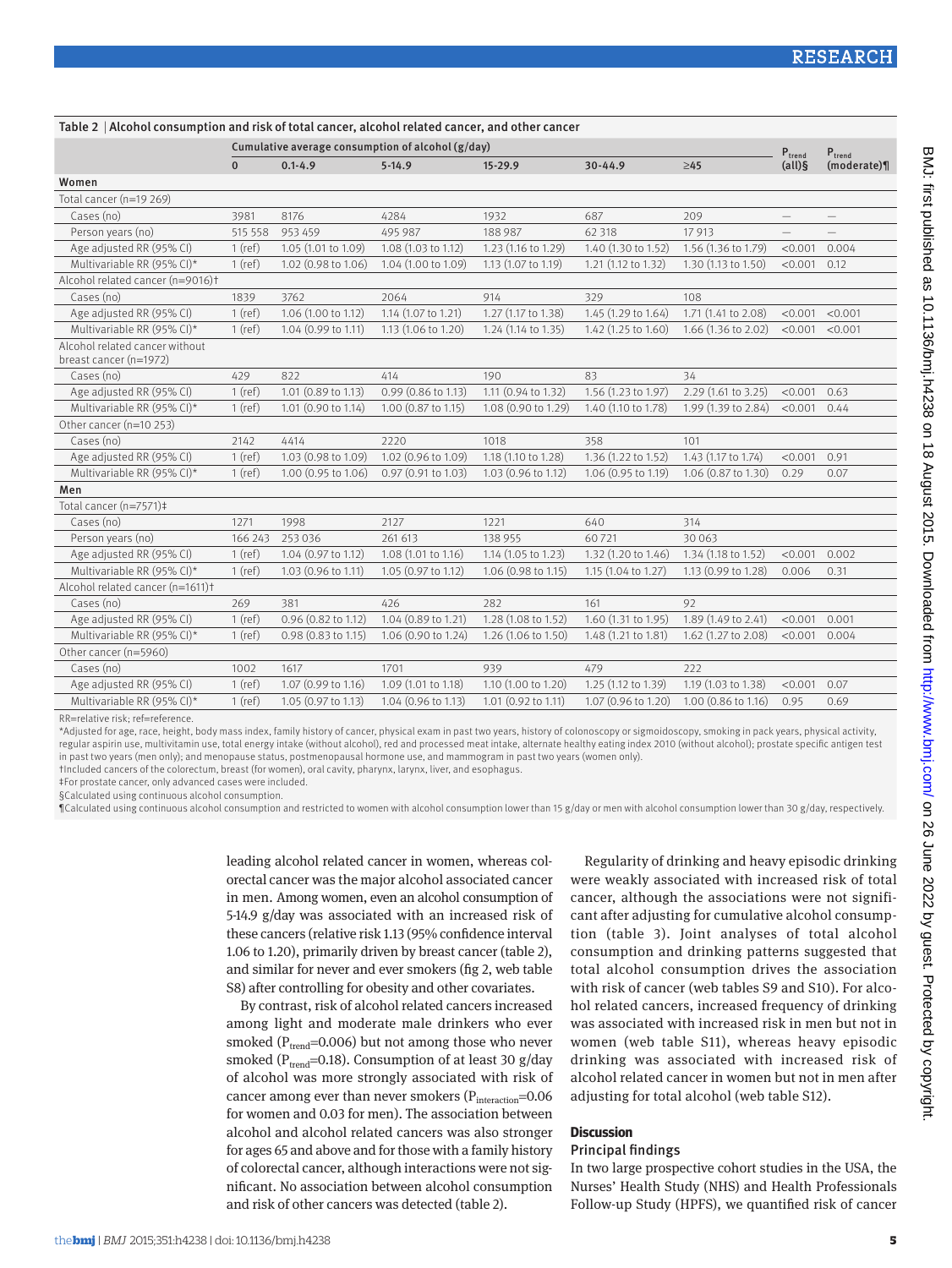**Table 2 | Alcohol consumption and risk of total cancer, alcohol related cancer, and other cancer**

| | Cumulative average consumption of alcohol (g/day) | | | | | | $P_{trend}$ (all)§ | $P_{trend}$ (moderate)¶ |
|---|---|---|---|---|---|---|---|---|
| | 0 | 0.1-4.9 | 5-14.9 | 15-29.9 | 30-44.9 | ≥45 | | |
| **Women** | | | | | | | | |
| Total cancer (n=19 269) | | | | | | | | |
| Cases (no) | 3981 | 8176 | 4284 | 1932 | 687 | 209 | — | — |
| Person years (no) | 515 558 | 953 459 | 495 987 | 188 987 | 62 318 | 17 913 | — | — |
| Age adjusted RR (95% CI) | 1 (ref) | 1.05 (1.01 to 1.09) | 1.08 (1.03 to 1.12) | 1.23 (1.16 to 1.29) | 1.40 (1.30 to 1.52) | 1.56 (1.36 to 1.79) | <0.001 | 0.004 |
| Multivariable RR (95% CI)* | 1 (ref) | 1.02 (0.98 to 1.06) | 1.04 (1.00 to 1.09) | 1.13 (1.07 to 1.19) | 1.21 (1.12 to 1.32) | 1.30 (1.13 to 1.50) | <0.001 | 0.12 |
| Alcohol related cancer (n=9016)† | | | | | | | | |
| Cases (no) | 1839 | 3762 | 2064 | 914 | 329 | 108 | | |
| Age adjusted RR (95% CI) | 1 (ref) | 1.06 (1.00 to 1.12) | 1.14 (1.07 to 1.21) | 1.27 (1.17 to 1.38) | 1.45 (1.29 to 1.64) | 1.71 (1.41 to 2.08) | <0.001 | <0.001 |
| Multivariable RR (95% CI)* | 1 (ref) | 1.04 (0.99 to 1.11) | 1.13 (1.06 to 1.20) | 1.24 (1.14 to 1.35) | 1.42 (1.25 to 1.60) | 1.66 (1.36 to 2.02) | <0.001 | <0.001 |
| Alcohol related cancer without breast cancer (n=1972) | | | | | | | | |
| Cases (no) | 429 | 822 | 414 | 190 | 83 | 34 | | |
| Age adjusted RR (95% CI) | 1 (ref) | 1.01 (0.89 to 1.13) | 0.99 (0.86 to 1.13) | 1.11 (0.94 to 1.32) | 1.56 (1.23 to 1.97) | 2.29 (1.61 to 3.25) | <0.001 | 0.63 |
| Multivariable RR (95% CI)* | 1 (ref) | 1.01 (0.90 to 1.14) | 1.00 (0.87 to 1.15) | 1.08 (0.90 to 1.29) | 1.40 (1.10 to 1.78) | 1.99 (1.39 to 2.84) | <0.001 | 0.44 |
| Other cancer (n=10 253) | | | | | | | | |
| Cases (no) | 2142 | 4414 | 2220 | 1018 | 358 | 101 | | |
| Age adjusted RR (95% CI) | 1 (ref) | 1.03 (0.98 to 1.09) | 1.02 (0.96 to 1.09) | 1.18 (1.10 to 1.28) | 1.36 (1.22 to 1.52) | 1.43 (1.17 to 1.74) | <0.001 | 0.91 |
| Multivariable RR (95% CI)* | 1 (ref) | 1.00 (0.95 to 1.06) | 0.97 (0.91 to 1.03) | 1.03 (0.96 to 1.12) | 1.06 (0.95 to 1.19) | 1.06 (0.87 to 1.30) | 0.29 | 0.07 |
| **Men** | | | | | | | | |
| Total cancer (n=7571)‡ | | | | | | | | |
| Cases (no) | 1271 | 1998 | 2127 | 1221 | 640 | 314 | | |
| Person years (no) | 166 243 | 253 036 | 261 613 | 138 955 | 60 721 | 30 063 | | |
| Age adjusted RR (95% CI) | 1 (ref) | 1.04 (0.97 to 1.12) | 1.08 (1.01 to 1.16) | 1.14 (1.05 to 1.23) | 1.32 (1.20 to 1.46) | 1.34 (1.18 to 1.52) | <0.001 | 0.002 |
| Multivariable RR (95% CI)* | 1 (ref) | 1.03 (0.96 to 1.11) | 1.05 (0.97 to 1.12) | 1.06 (0.98 to 1.15) | 1.15 (1.04 to 1.27) | 1.13 (0.99 to 1.28) | 0.006 | 0.31 |
| Alcohol related cancer (n=1611)† | | | | | | | | |
| Cases (no) | 269 | 381 | 426 | 282 | 161 | 92 | | |
| Age adjusted RR (95% CI) | 1 (ref) | 0.96 (0.82 to 1.12) | 1.04 (0.89 to 1.21) | 1.28 (1.08 to 1.52) | 1.60 (1.31 to 1.95) | 1.89 (1.49 to 2.41) | <0.001 | 0.001 |
| Multivariable RR (95% CI)* | 1 (ref) | 0.98 (0.83 to 1.15) | 1.06 (0.90 to 1.24) | 1.26 (1.06 to 1.50) | 1.48 (1.21 to 1.81) | 1.62 (1.27 to 2.08) | <0.001 | 0.004 |
| Other cancer (n=5960) | | | | | | | | |
| Cases (no) | 1002 | 1617 | 1701 | 939 | 479 | 222 | | |
| Age adjusted RR (95% CI) | 1 (ref) | 1.07 (0.99 to 1.16) | 1.09 (1.01 to 1.18) | 1.10 (1.00 to 1.20) | 1.25 (1.12 to 1.39) | 1.19 (1.03 to 1.38) | <0.001 | 0.07 |
| Multivariable RR (95% CI)* | 1 (ref) | 1.05 (0.97 to 1.13) | 1.04 (0.96 to 1.13) | 1.01 (0.92 to 1.11) | 1.07 (0.96 to 1.20) | 1.00 (0.86 to 1.16) | 0.95 | 0.69 |

RR=relative risk; ref=reference.

*Adjusted for age, race, height, body mass index, family history of cancer, physical exam in past two years, history of colonoscopy or sigmoidoscopy, smoking in pack years, physical activity, regular aspirin use, multivitamin use, total energy intake (without alcohol), red and processed meat intake, alternate healthy eating index 2010 (without alcohol); prostate specific antigen test in past two years (men only); and menopause status, postmenopausal hormone use, and mammogram in past two years (women only).

†Included cancers of the colorectum, breast (for women), oral cavity, pharynx, larynx, liver, and esophagus.

‡For prostate cancer, only advanced cases were included.

§Calculated using continuous alcohol consumption.

¶Calculated using continuous alcohol consumption and restricted to women with alcohol consumption lower than 15 g/day or men with alcohol consumption lower than 30 g/day, respectively.

leading alcohol related cancer in women, whereas colorectal cancer was the major alcohol associated cancer in men. Among women, even an alcohol consumption of 5-14.9 g/day was associated with an increased risk of these cancers (relative risk 1.13 (95% confidence interval 1.06 to 1.20), primarily driven by breast cancer (table 2), and similar for never and ever smokers (fig 2, web table S8) after controlling for obesity and other covariates.

By contrast, risk of alcohol related cancers increased among light and moderate male drinkers who ever smoked ($P_{trend}$=0.006) but not among those who never smoked ($P_{trend}$=0.18). Consumption of at least 30 g/day of alcohol was more strongly associated with risk of cancer among ever than never smokers ($P_{interaction}$=0.06 for women and 0.03 for men). The association between alcohol and alcohol related cancers was also stronger for ages 65 and above and for those with a family history of colorectal cancer, although interactions were not significant. No association between alcohol consumption and risk of other cancers was detected (table 2).

Regularity of drinking and heavy episodic drinking were weakly associated with increased risk of total cancer, although the associations were not significant after adjusting for cumulative alcohol consumption (table 3). Joint analyses of total alcohol consumption and drinking patterns suggested that total alcohol consumption drives the association with risk of cancer (web tables S9 and S10). For alcohol related cancers, increased frequency of drinking was associated with increased risk in men but not in women (web table S11), whereas heavy episodic drinking was associated with increased risk of alcohol related cancer in women but not in men after adjusting for total alcohol (web table S12).

## Discussion

### Principal findings

In two large prospective cohort studies in the USA, the Nurses' Health Study (NHS) and Health Professionals Follow-up Study (HPFS), we quantified risk of cancer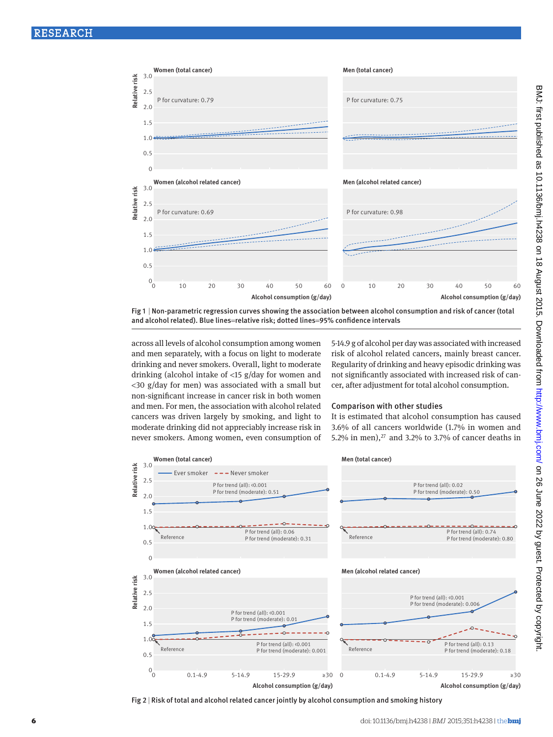Fig 1 | Non-parametric regression curves showing the association between alcohol consumption and risk of cancer (total and alcohol related). Blue lines=relative risk; dotted lines=95% confidence intervals

across all levels of alcohol consumption among women and men separately, with a focus on light to moderate drinking and never smokers. Overall, light to moderate drinking (alcohol intake of <15 g/day for women and <30 g/day for men) was associated with a small but non-significant increase in cancer risk in both women and men. For men, the association with alcohol related cancers was driven largely by smoking, and light to moderate drinking did not appreciably increase risk in never smokers. Among women, even consumption of 5-14.9 g of alcohol per day was associated with increased risk of alcohol related cancers, mainly breast cancer. Regularity of drinking and heavy episodic drinking was not significantly associated with increased risk of cancer, after adjustment for total alcohol consumption.

### Comparison with other studies

It is estimated that alcohol consumption has caused 3.6% of all cancers worldwide (1.7% in women and 5.2% in men),[27] and 3.2% to 3.7% of cancer deaths in

Fig 2 | Risk of total and alcohol related cancer jointly by alcohol consumption and smoking history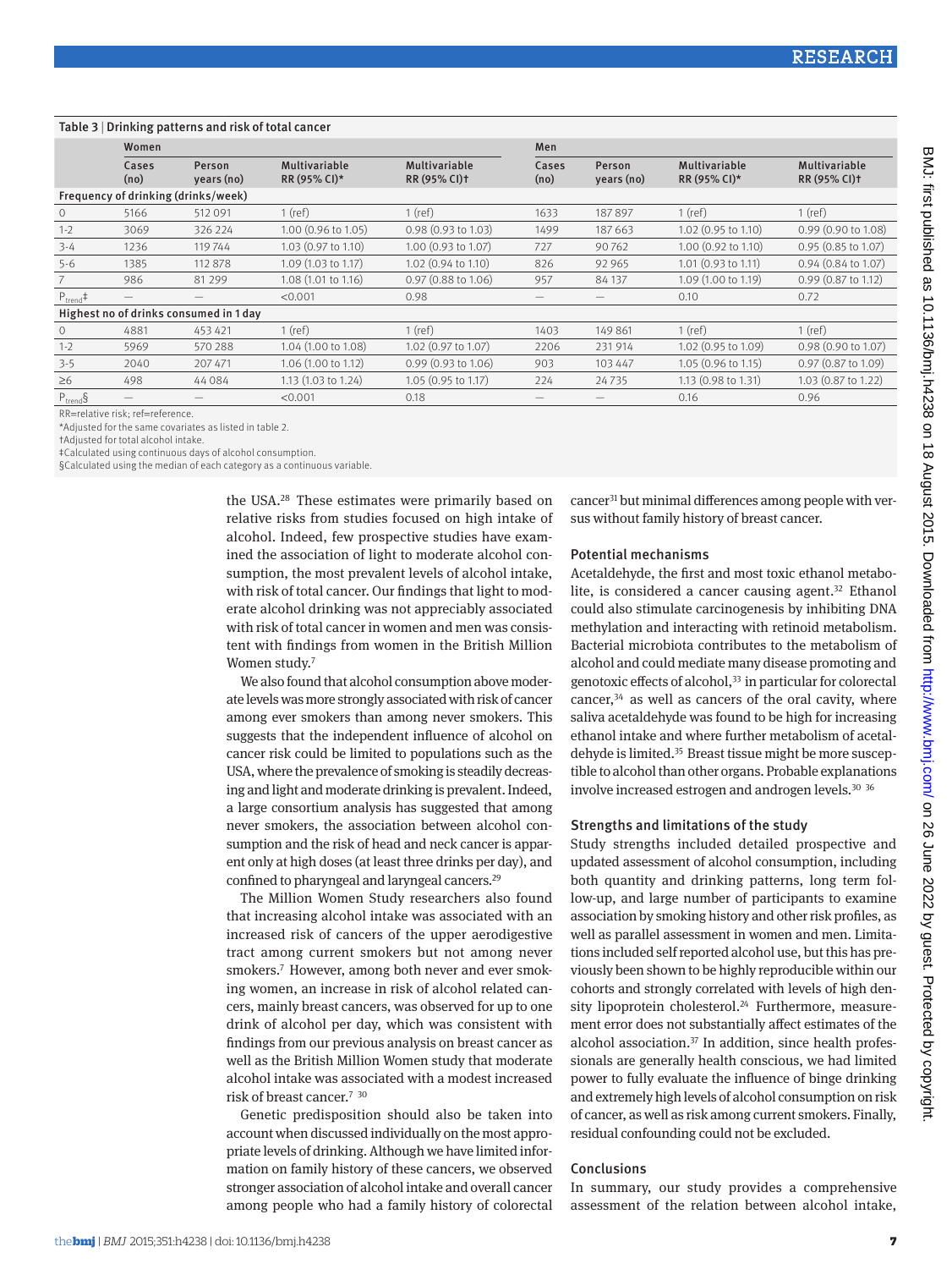Table 3 | Drinking patterns and risk of total cancer

| | Women | | | | Men | | | |
|---|---|---|---|---|---|---|---|---|
| | Cases (no) | Person years (no) | Multivariable RR (95% CI)* | Multivariable RR (95% CI)† | Cases (no) | Person years (no) | Multivariable RR (95% CI)* | Multivariable RR (95% CI)† |
| **Frequency of drinking (drinks/week)** | | | | | | | | |
| 0 | 5166 | 512 091 | 1 (ref) | 1 (ref) | 1633 | 187 897 | 1 (ref) | 1 (ref) |
| 1-2 | 3069 | 326 224 | 1.00 (0.96 to 1.05) | 0.98 (0.93 to 1.03) | 1499 | 187 663 | 1.02 (0.95 to 1.10) | 0.99 (0.90 to 1.08) |
| 3-4 | 1236 | 119 744 | 1.03 (0.97 to 1.10) | 1.00 (0.93 to 1.07) | 727 | 90 762 | 1.00 (0.92 to 1.10) | 0.95 (0.85 to 1.07) |
| 5-6 | 1385 | 112 878 | 1.09 (1.03 to 1.17) | 1.02 (0.94 to 1.10) | 826 | 92 965 | 1.01 (0.93 to 1.11) | 0.94 (0.84 to 1.07) |
| 7 | 986 | 81 299 | 1.08 (1.01 to 1.16) | 0.97 (0.88 to 1.06) | 957 | 84 137 | 1.09 (1.00 to 1.19) | 0.99 (0.87 to 1.12) |
| $P_{trend}$‡ | — | — | <0.001 | 0.98 | — | — | 0.10 | 0.72 |
| **Highest no of drinks consumed in 1 day** | | | | | | | | |
| 0 | 4881 | 453 421 | 1 (ref) | 1 (ref) | 1403 | 149 861 | 1 (ref) | 1 (ref) |
| 1-2 | 5969 | 570 288 | 1.04 (1.00 to 1.08) | 1.02 (0.97 to 1.07) | 2206 | 231 914 | 1.02 (0.95 to 1.09) | 0.98 (0.90 to 1.07) |
| 3-5 | 2040 | 207 471 | 1.06 (1.00 to 1.12) | 0.99 (0.93 to 1.06) | 903 | 103 447 | 1.05 (0.96 to 1.15) | 0.97 (0.87 to 1.09) |
| ≥6 | 498 | 44 084 | 1.13 (1.03 to 1.24) | 1.05 (0.95 to 1.17) | 224 | 24 735 | 1.13 (0.98 to 1.31) | 1.03 (0.87 to 1.22) |
| $P_{trend}$§ | — | — | <0.001 | 0.18 | — | — | 0.16 | 0.96 |

RR=relative risk; ref=reference.
*Adjusted for the same covariates as listed in table 2.
†Adjusted for total alcohol intake.
‡Calculated using continuous days of alcohol consumption.
§Calculated using the median of each category as a continuous variable.

the USA.[28] These estimates were primarily based on relative risks from studies focused on high intake of alcohol. Indeed, few prospective studies have examined the association of light to moderate alcohol consumption, the most prevalent levels of alcohol intake, with risk of total cancer. Our findings that light to moderate alcohol drinking was not appreciably associated with risk of total cancer in women and men was consistent with findings from women in the British Million Women study.[7]

We also found that alcohol consumption above moderate levels was more strongly associated with risk of cancer among ever smokers than among never smokers. This suggests that the independent influence of alcohol on cancer risk could be limited to populations such as the USA, where the prevalence of smoking is steadily decreasing and light and moderate drinking is prevalent. Indeed, a large consortium analysis has suggested that among never smokers, the association between alcohol consumption and the risk of head and neck cancer is apparent only at high doses (at least three drinks per day), and confined to pharyngeal and laryngeal cancers.[29]

The Million Women Study researchers also found that increasing alcohol intake was associated with an increased risk of cancers of the upper aerodigestive tract among current smokers but not among never smokers.[7] However, among both never and ever smoking women, an increase in risk of alcohol related cancers, mainly breast cancers, was observed for up to one drink of alcohol per day, which was consistent with findings from our previous analysis on breast cancer as well as the British Million Women study that moderate alcohol intake was associated with a modest increased risk of breast cancer.[7,30]

Genetic predisposition should also be taken into account when discussed individually on the most appropriate levels of drinking. Although we have limited information on family history of these cancers, we observed stronger association of alcohol intake and overall cancer among people who had a family history of colorectal cancer[31] but minimal differences among people with versus without family history of breast cancer.

### Potential mechanisms

Acetaldehyde, the first and most toxic ethanol metabolite, is considered a cancer causing agent.[32] Ethanol could also stimulate carcinogenesis by inhibiting DNA methylation and interacting with retinoid metabolism. Bacterial microbiota contributes to the metabolism of alcohol and could mediate many disease promoting and genotoxic effects of alcohol,[33] in particular for colorectal cancer,[34] as well as cancers of the oral cavity, where saliva acetaldehyde was found to be high for increasing ethanol intake and where further metabolism of acetaldehyde is limited.[35] Breast tissue might be more susceptible to alcohol than other organs. Probable explanations involve increased estrogen and androgen levels.[30,36]

### Strengths and limitations of the study

Study strengths included detailed prospective and updated assessment of alcohol consumption, including both quantity and drinking patterns, long term follow-up, and large number of participants to examine association by smoking history and other risk profiles, as well as parallel assessment in women and men. Limitations included self reported alcohol use, but this has previously been shown to be highly reproducible within our cohorts and strongly correlated with levels of high density lipoprotein cholesterol.[24] Furthermore, measurement error does not substantially affect estimates of the alcohol association.[37] In addition, since health professionals are generally health conscious, we had limited power to fully evaluate the influence of binge drinking and extremely high levels of alcohol consumption on risk of cancer, as well as risk among current smokers. Finally, residual confounding could not be excluded.

### Conclusions

In summary, our study provides a comprehensive assessment of the relation between alcohol intake,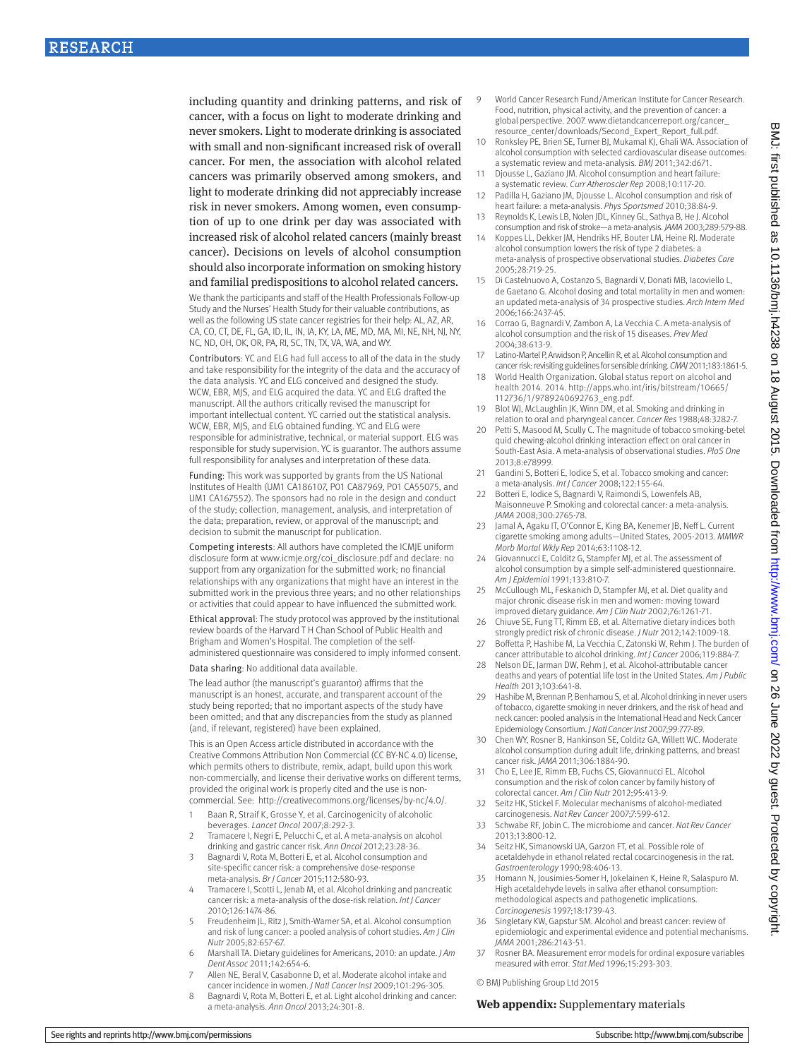including quantity and drinking patterns, and risk of cancer, with a focus on light to moderate drinking and never smokers. Light to moderate drinking is associated with small and non-significant increased risk of overall cancer. For men, the association with alcohol related cancers was primarily observed among smokers, and light to moderate drinking did not appreciably increase risk in never smokers. Among women, even consumption of up to one drink per day was associated with increased risk of alcohol related cancers (mainly breast cancer). Decisions on levels of alcohol consumption should also incorporate information on smoking history and familial predispositions to alcohol related cancers.

We thank the participants and staff of the Health Professionals Follow-up Study and the Nurses' Health Study for their valuable contributions, as well as the following US state cancer registries for their help: AL, AZ, AR, CA, CO, CT, DE, FL, GA, ID, IL, IN, IA, KY, LA, ME, MD, MA, MI, NE, NH, NJ, NY, NC, ND, OH, OK, OR, PA, RI, SC, TN, TX, VA, WA, and WY.

Contributors: YC and ELG had full access to all of the data in the study and take responsibility for the integrity of the data and the accuracy of the data analysis. YC and ELG conceived and designed the study. WCW, EBR, MJS, and ELG acquired the data. YC and ELG drafted the manuscript. All the authors critically revised the manuscript for important intellectual content. YC carried out the statistical analysis. WCW, EBR, MJS, and ELG obtained funding. YC and ELG were responsible for administrative, technical, or material support. ELG was responsible for study supervision. YC is guarantor. The authors assume full responsibility for analyses and interpretation of these data.

Funding: This work was supported by grants from the US National Institutes of Health (UM1 CA186107, P01 CA87969, P01 CA55075, and UM1 CA167552). The sponsors had no role in the design and conduct of the study; collection, management, analysis, and interpretation of the data; preparation, review, or approval of the manuscript; and decision to submit the manuscript for publication.

Competing interests: All authors have completed the ICMJE uniform disclosure form at www.icmje.org/coi_disclosure.pdf and declare: no support from any organization for the submitted work; no financial relationships with any organizations that might have an interest in the submitted work in the previous three years; and no other relationships or activities that could appear to have influenced the submitted work.

Ethical approval: The study protocol was approved by the institutional review boards of the Harvard T H Chan School of Public Health and Brigham and Women's Hospital. The completion of the self-administered questionnaire was considered to imply informed consent.

Data sharing: No additional data available.

The lead author (the manuscript's guarantor) affirms that the manuscript is an honest, accurate, and transparent account of the study being reported; that no important aspects of the study have been omitted; and that any discrepancies from the study as planned (and, if relevant, registered) have been explained.

This is an Open Access article distributed in accordance with the Creative Commons Attribution Non Commercial (CC BY-NC 4.0) license, which permits others to distribute, remix, adapt, build upon this work non-commercially, and license their derivative works on different terms, provided the original work is properly cited and the use is non-commercial. See: http://creativecommons.org/licenses/by-nc/4.0/.

1. Baan R, Straif K, Grosse Y, et al. Carcinogenicity of alcoholic beverages. *Lancet Oncol* 2007;8:292-3.
2. Tramacere I, Negri E, Pelucchi C, et al. A meta-analysis on alcohol drinking and gastric cancer risk. *Ann Oncol* 2012;23:28-36.
3. Bagnardi V, Rota M, Botteri E, et al. Alcohol consumption and site-specific cancer risk: a comprehensive dose-response meta-analysis. *Br J Cancer* 2015;112:580-93.
4. Tramacere I, Scotti L, Jenab M, et al. Alcohol drinking and pancreatic cancer risk: a meta-analysis of the dose-risk relation. *Int J Cancer* 2010;126:1474-86.
5. Freudenheim JL, Ritz J, Smith-Warner SA, et al. Alcohol consumption and risk of lung cancer: a pooled analysis of cohort studies. *Am J Clin Nutr* 2005;82:657-67.
6. Marshall TA. Dietary guidelines for Americans, 2010: an update. *J Am Dent Assoc* 2011;142:654-6.
7. Allen NE, Beral V, Casabonne D, et al. Moderate alcohol intake and cancer incidence in women. *J Natl Cancer Inst* 2009;101:296-305.
8. Bagnardi V, Rota M, Botteri E, et al. Light alcohol drinking and cancer: a meta-analysis. *Ann Oncol* 2013;24:301-8.
9. World Cancer Research Fund/American Institute for Cancer Research. Food, nutrition, physical activity, and the prevention of cancer: a global perspective. 2007. www.dietandcancerreport.org/cancer_resource_center/downloads/Second_Expert_Report_full.pdf.
10. Ronksley PE, Brien SE, Turner BJ, Mukamal KJ, Ghali WA. Association of alcohol consumption with selected cardiovascular disease outcomes: a systematic review and meta-analysis. *BMJ* 2011;342:d671.
11. Djousse L, Gaziano JM. Alcohol consumption and heart failure: a systematic review. *Curr Atheroscler Rep* 2008;10:117-20.
12. Padilla H, Gaziano JM, Djousse L. Alcohol consumption and risk of heart failure: a meta-analysis. *Phys Sportsmed* 2010;38:84-9.
13. Reynolds K, Lewis LB, Nolen JDL, Kinney GL, Sathya B, He J. Alcohol consumption and risk of stroke—a meta-analysis. *JAMA* 2003;289:579-88.
14. Koppes LL, Dekker JM, Hendriks HF, Bouter LM, Heine RJ. Moderate alcohol consumption lowers the risk of type 2 diabetes: a meta-analysis of prospective observational studies. *Diabetes Care* 2005;28:719-25.
15. Di Castelnuovo A, Costanzo S, Bagnardi V, Donati MB, Iacoviello L, de Gaetano G. Alcohol dosing and total mortality in men and women: an updated meta-analysis of 34 prospective studies. *Arch Intern Med* 2006;166:2437-45.
16. Corrao G, Bagnardi V, Zambon A, La Vecchia C. A meta-analysis of alcohol consumption and the risk of 15 diseases. *Prev Med* 2004;38:613-9.
17. Latino-Martel P, Arwidson P, Ancellin R, et al. Alcohol consumption and cancer risk: revisiting guidelines for sensible drinking. *CMAJ* 2011;183:1861-5.
18. World Health Organization. Global status report on alcohol and health 2014. 2014. http://apps.who.int/iris/bitstream/10665/112736/1/9789240692763_eng.pdf.
19. Blot WJ, McLaughlin JK, Winn DM, et al. Smoking and drinking in relation to oral and pharyngeal cancer. *Cancer Res* 1988;48:3282-7.
20. Petti S, Masood M, Scully C. The magnitude of tobacco smoking-betel quid chewing-alcohol drinking interaction effect on oral cancer in South-East Asia. A meta-analysis of observational studies. *PloS One* 2013;8:e78999.
21. Gandini S, Botteri E, Iodice S, et al. Tobacco smoking and cancer: a meta-analysis. *Int J Cancer* 2008;122:155-64.
22. Botteri E, Iodice S, Bagnardi V, Raimondi S, Lowenfels AB, Maisonneuve P. Smoking and colorectal cancer: a meta-analysis. *JAMA* 2008;300:2765-78.
23. Jamal A, Agaku IT, O'Connor E, King BA, Kenemer JB, Neff L. Current cigarette smoking among adults—United States, 2005-2013. *MMWR Morb Mortal Wkly Rep* 2014;63:1108-12.
24. Giovannucci E, Colditz G, Stampfer MJ, et al. The assessment of alcohol consumption by a simple self-administered questionnaire. *Am J Epidemiol* 1991;133:810-7.
25. McCullough ML, Feskanich D, Stampfer MJ, et al. Diet quality and major chronic disease risk in men and women: moving toward improved dietary guidance. *Am J Clin Nutr* 2002;76:1261-71.
26. Chiuve SE, Fung TT, Rimm EB, et al. Alternative dietary indices both strongly predict risk of chronic disease. *J Nutr* 2012;142:1009-18.
27. Boffetta P, Hashibe M, La Vecchia C, Zatonski W, Rehm J. The burden of cancer attributable to alcohol drinking. *Int J Cancer* 2006;119:884-7.
28. Nelson DE, Jarman DW, Rehm J, et al. Alcohol-attributable cancer deaths and years of potential life lost in the United States. *Am J Public Health* 2013;103:641-8.
29. Hashibe M, Brennan P, Benhamou S, et al. Alcohol drinking in never users of tobacco, cigarette smoking in never drinkers, and the risk of head and neck cancer: pooled analysis in the International Head and Neck Cancer Epidemiology Consortium. *J Natl Cancer Inst* 2007;99:777-89.
30. Chen WY, Rosner B, Hankinson SE, Colditz GA, Willett WC. Moderate alcohol consumption during adult life, drinking patterns, and breast cancer risk. *JAMA* 2011;306:1884-90.
31. Cho E, Lee JE, Rimm EB, Fuchs CS, Giovannucci EL. Alcohol consumption and the risk of colon cancer by family history of colorectal cancer. *Am J Clin Nutr* 2012;95:413-9.
32. Seitz HK, Stickel F. Molecular mechanisms of alcohol-mediated carcinogenesis. *Nat Rev Cancer* 2007;7:599-612.
33. Schwabe RF, Jobin C. The microbiome and cancer. *Nat Rev Cancer* 2013;13:800-12.
34. Seitz HK, Simanowski UA, Garzon FT, et al. Possible role of acetaldehyde in ethanol related rectal cocarcinogenesis in the rat. *Gastroenterology* 1990;98:406-13.
35. Homann N, Jousimies-Somer H, Jokelainen K, Heine R, Salaspuro M. High acetaldehyde levels in saliva after ethanol consumption: methodological aspects and pathogenetic implications. *Carcinogenesis* 1997;18:1739-43.
36. Singletary KW, Gapstur SM. Alcohol and breast cancer: review of epidemiologic and experimental evidence and potential mechanisms. *JAMA* 2001;286:2143-51.
37. Rosner BA. Measurement error models for ordinal exposure variables measured with error. *Stat Med* 1996;15:293-303.

© BMJ Publishing Group Ltd 2015

**Web appendix:** Supplementary materials